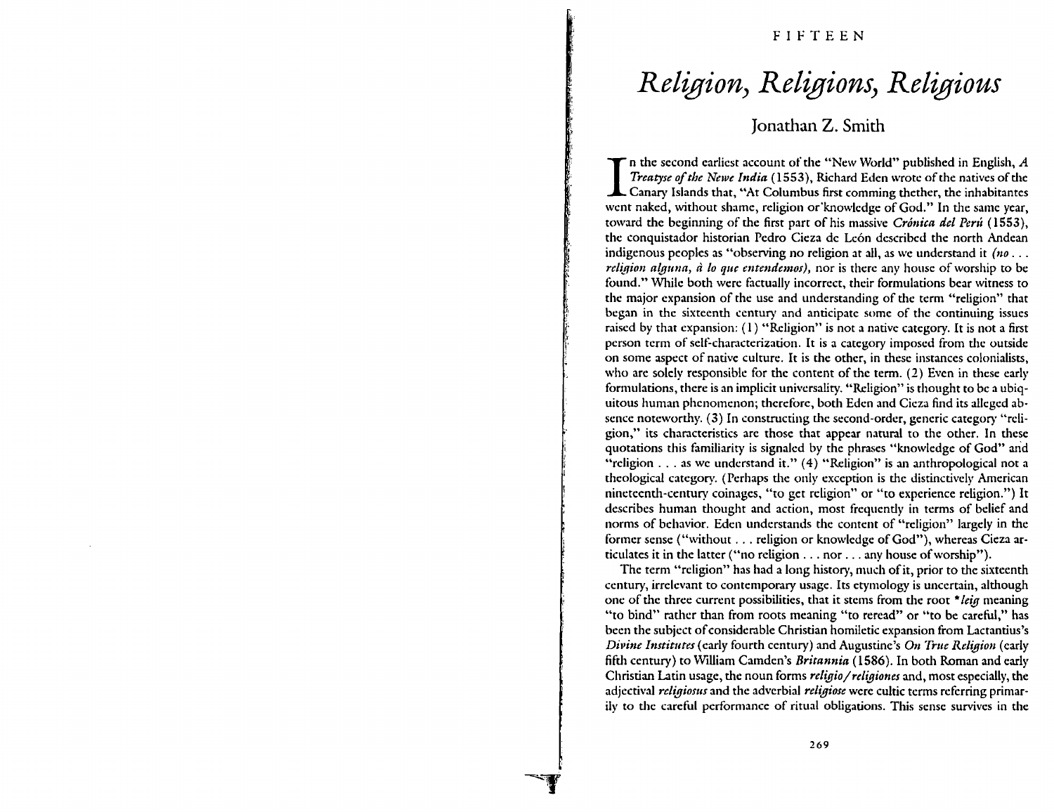FIFTEEN

# *Religion, Religions, Religious*

## Jonathan Z. Smith

In the second earliest account of the "New World" published in English, *A Treatyse of the Newe India* (1553), Richard Eden wrote of the natives of the Canary Islands that, "At Columbus first comming thether, the inhabitantes went naked, without shame, religion or knowledge of God." In the same year, toward the beginning of the first part of his massive *Crónica del Perú* (1553), the conquistador historian Pedro Cieza de León described the north Andean indigenous peoples as "observing no religion at all, as we understand it *(no . . . religion alguna, á lo que entendemos),* nor is there any house of worship to be found." While both were factually incorrect, their formulations bear witness to the major expansion of the use and understanding of the term "religion" that began in the sixteenth century and anticipate some of the continuing issues raised by that expansion: (1) "Religion" is not a native category. It is not a first person term of self-characterization. It is a category imposed from the outside on some aspect of native culture. It is the other, in these instances colonialists, who are solely responsible for the content of the term. (2) Even in these early formulations, there is an implicit universality. "Religion" is thought to be a ubiquitous human phenomenon; therefore, both Eden and Cieza find its alleged absence noteworthy. (3) In constructing the second-order, generic category "religion," its characteristics are those that appear natural to the other. In these quotations this familiarity is signaled by the phrases "knowledge of God" and "religion . . . as we understand it." (4) "Religion" is an anthropological not a theological category. (Perhaps the only exception is the distinctively American nineteenth-century coinages, "to get religion" or "to experience religion.") It describes human thought and action, most frequently in terms of belief and norms of behavior. Eden understands the content of "religion" largely in the former sense ("without . . . religion or knowledge of God"), whereas Cieza articulates it in the latter ("no religion . . . nor . . . any house of worship").

The term "religion" has had a long history, much of it, prior to the sixteenth century, irrelevant to contemporary usage. Its etymology is uncertain, although one of the three current possibilities, that it stems from the root *\*leig* meaning "to bind" rather than from roots meaning "to reread" or "to be careful," has been the subject of considerable Christian homiletic expansion from Lactantius's *Divine Institutes* (early fourth century) and Augustine's *On True Religion* (early fifth century) to William Camden's *Britannia* (1586). In both Roman and early Christian Latin usage, the noun forms *religio/religiones* and, most especially, the adjectival *religiosus* and the adverbial *religiose* were cultic terms referring primarily to the careful performance of ritual obligations. This sense survives in the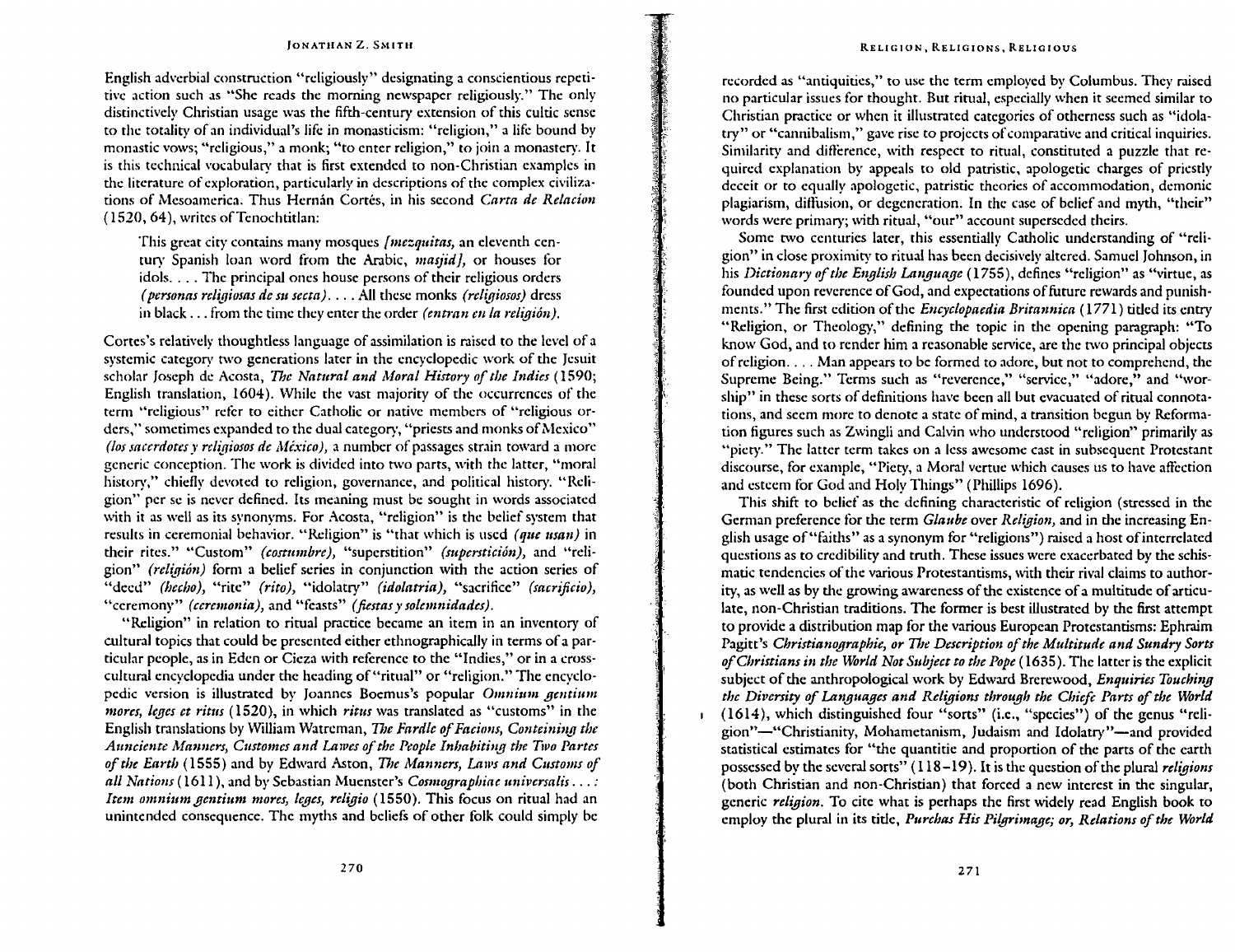English adverbial construction "religiously" designating a conscientious repetitive action such as "She reads the morning newspaper religiously." The only distinctively Christian usage was the fifth-century extension of this cultic sense to the totality of an individual's life in monasticism: "religion," a life bound by monastic vows; "religious," a monk; "to enter religion," to join a monastery. It is this technical vocabulary that is first extended to non-Christian examples in the literature of exploration, particularly in descriptions of the complex civilizations of Mesoamerica. Thus Hernán Cortés, in his second *Carta de Relacion* (1520, 64), writes of Tenochtitlan:

> This great city contains many mosques *[mezquitas,* an eleventh century Spanish loan word from the Arabic, *masjid],* or houses for idols. . . . The principal ones house persons of their religious orders *(personas religiosas de su secta)*. . . . All these monks *(religiosos)* dress in black . . . from the time they enter the order *(entran en la religión)*.

Cortes's relatively thoughtless language of assimilation is raised to the level of a systemic category two generations later in the encyclopedic work of the Jesuit scholar Joseph de Acosta, *The Natural and Moral History of the Indies* (1590; English translation, 1604). While the vast majority of the occurrences of the term "religious" refer to either Catholic or native members of "religious orders," sometimes expanded to the dual category, "priests and monks of Mexico" *(los sacerdotes y religiosos de México),* a number of passages strain toward a more generic conception. The work is divided into two parts, with the latter, "moral history," chiefly devoted to religion, governance, and political history. "Religion" per se is never defined. Its meaning must be sought in words associated with it as well as its synonyms. For Acosta, "religion" is the belief system that results in ceremonial behavior. "Religion" is "that which is used *(que usan)* in their rites." "Custom" *(costumbre),* "superstition" *(superstición),* and "religion" *(religión)* form a belief series in conjunction with the action series of "deed" *(hecho),* "rite" *(rito),* "idolatry" *(idolatria),* "sacrifice" *(sacrificio),* "ceremony" *(ceremonia),* and "feasts" *(fiestas y solemnidades)*.

"Religion" in relation to ritual practice became an item in an inventory of cultural topics that could be presented either ethnographically in terms of a particular people, as in Eden or Cieza with reference to the "Indies," or in a cross-cultural encyclopedia under the heading of "ritual" or "religion." The encyclopedic version is illustrated by Joannes Boemus's popular *Omnium gentium mores, leges et ritus* (1520), in which *ritus* was translated as "customs" in the English translations by William Watreman, *The Fardle of Facions, Conteining the Aunciente Manners, Customes and Lawes of the People Inhabiting the Two Partes of the Earth* (1555) and by Edward Aston, *The Manners, Laws and Customs of all Nations* (1611), and by Sebastian Muenster's *Cosmographiae universalis . . . : Item omnium gentium mores, leges, religio* (1550). This focus on ritual had an unintended consequence. The myths and beliefs of other folk could simply be recorded as "antiquities," to use the term employed by Columbus. They raised no particular issues for thought. But ritual, especially when it seemed similar to Christian practice or when it illustrated categories of otherness such as "idolatry" or "cannibalism," gave rise to projects of comparative and critical inquiries. Similarity and difference, with respect to ritual, constituted a puzzle that required explanation by appeals to old patristic, apologetic charges of priestly deceit or to equally apologetic, patristic theories of accommodation, demonic plagiarism, diffusion, or degeneration. In the case of belief and myth, "their" words were primary; with ritual, "our" account superseded theirs.

Some two centuries later, this essentially Catholic understanding of "religion" in close proximity to ritual has been decisively altered. Samuel Johnson, in his *Dictionary of the English Language* (1755), defines "religion" as "virtue, as founded upon reverence of God, and expectations of future rewards and punishments." The first edition of the *Encyclopaedia Britannica* (1771) titled its entry "Religion, or Theology," defining the topic in the opening paragraph: "To know God, and to render him a reasonable service, are the two principal objects of religion. . . . Man appears to be formed to adore, but not to comprehend, the Supreme Being." Terms such as "reverence," "service," "adore," and "worship" in these sorts of definitions have been all but evacuated of ritual connotations, and seem more to denote a state of mind, a transition begun by Reformation figures such as Zwingli and Calvin who understood "religion" primarily as "piety." The latter term takes on a less awesome cast in subsequent Protestant discourse, for example, "Piety, a Moral vertue which causes us to have affection and esteem for God and Holy Things" (Phillips 1696).

This shift to belief as the defining characteristic of religion (stressed in the German preference for the term *Glaube* over *Religion,* and in the increasing English usage of "faiths" as a synonym for "religions") raised a host of interrelated questions as to credibility and truth. These issues were exacerbated by the schismatic tendencies of the various Protestantisms, with their rival claims to authority, as well as by the growing awareness of the existence of a multitude of articulate, non-Christian traditions. The former is best illustrated by the first attempt to provide a distribution map for the various European Protestantisms: Ephraim Pagitt's *Christianographie, or The Description of the Multitude and Sundry Sorts of Christians in the World Not Subject to the Pope* (1635). The latter is the explicit subject of the anthropological work by Edward Brerewood, *Enquiries Touching the Diversity of Languages and Religions through the Chiefe Parts of the World* (1614), which distinguished four "sorts" (i.e., "species") of the genus "religion"—"Christianity, Mohametanism, Judaism and Idolatry"—and provided statistical estimates for "the quantitie and proportion of the parts of the earth possessed by the several sorts" (118–19). It is the question of the plural *religions* (both Christian and non-Christian) that forced a new interest in the singular, generic *religion.* To cite what is perhaps the first widely read English book to employ the plural in its title, *Purchas His Pilgrimage; or, Relations of the World*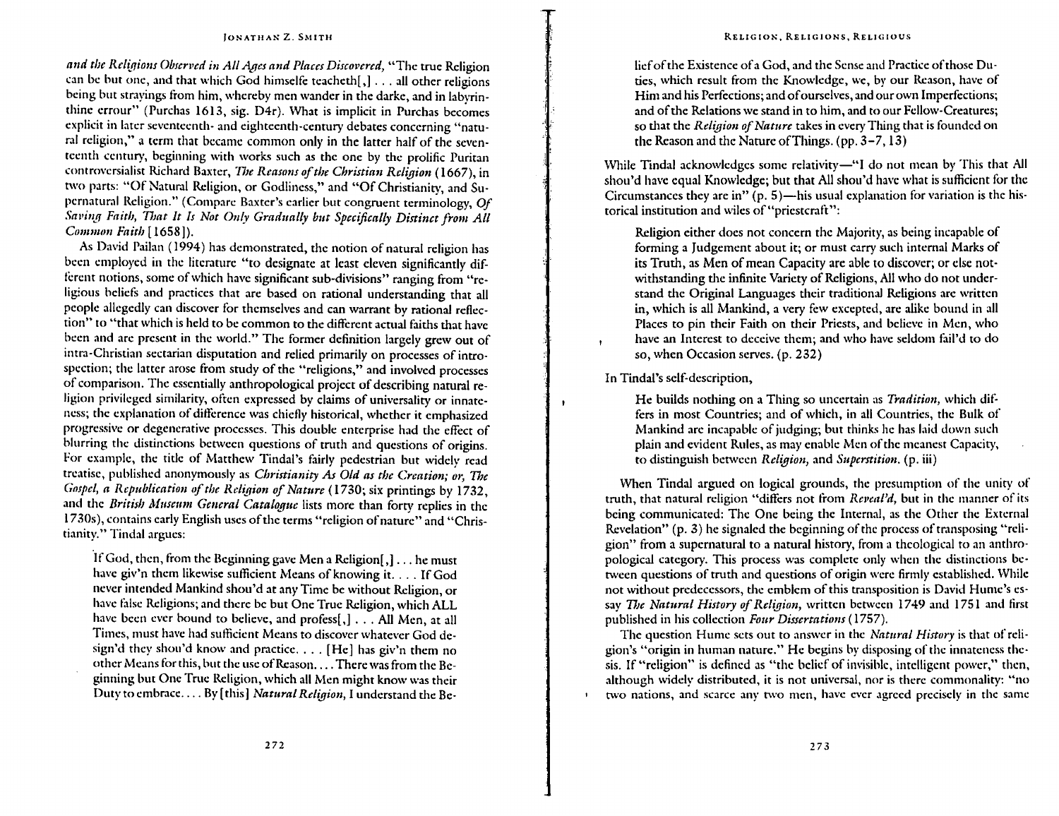*and the Religions Observed in All Ages and Places Discovered*, "The true Religion can be but one, and that which God himselfe teacheth[,] . . . all other religions being but strayings from him, whereby men wander in the darke, and in labyrinthine errour" (Purchas 1613, sig. D4r). What is implicit in Purchas becomes explicit in later seventeenth- and eighteenth-century debates concerning "natural religion," a term that became common only in the latter half of the seventeenth century, beginning with works such as the one by the prolific Puritan controversialist Richard Baxter, *The Reasons of the Christian Religion* (1667), in two parts: "Of Natural Religion, or Godliness," and "Of Christianity, and Supernatural Religion." (Compare Baxter's earlier but congruent terminology, *Of Saving Faith, That It Is Not Only Gradually but Specifically Distinct from All Common Faith* [1658]).

As David Pailan (1994) has demonstrated, the notion of natural religion has been employed in the literature "to designate at least eleven significantly different notions, some of which have significant sub-divisions" ranging from "religious beliefs and practices that are based on rational understanding that all people allegedly can discover for themselves and can warrant by rational reflection" to "that which is held to be common to the different actual faiths that have been and are present in the world." The former definition largely grew out of intra-Christian sectarian disputation and relied primarily on processes of introspection; the latter arose from study of the "religions," and involved processes of comparison. The essentially anthropological project of describing natural religion privileged similarity, often expressed by claims of universality or innateness; the explanation of difference was chiefly historical, whether it emphasized progressive or degenerative processes. This double enterprise had the effect of blurring the distinctions between questions of truth and questions of origins. For example, the title of Matthew Tindal's fairly pedestrian but widely read treatise, published anonymously as *Christianity As Old as the Creation; or, The Gospel, a Republication of the Religion of Nature* (1730; six printings by 1732, and the *British Museum General Catalogue* lists more than forty replies in the 1730s), contains early English uses of the terms "religion of nature" and "Christianity." Tindal argues:

> If God, then, from the Beginning gave Men a Religion[,] . . . he must have giv'n them likewise sufficient Means of knowing it. . . . If God never intended Mankind shou'd at any Time be without Religion, or have false Religions; and there be but One True Religion, which ALL have been ever bound to believe, and profess[,] . . . All Men, at all Times, must have had sufficient Means to discover whatever God design'd they shou'd know and practice. . . . [He] has giv'n them no other Means for this, but the use of Reason. . . . There was from the Beginning but One True Religion, which all Men might know was their Duty to embrace. . . . By [this] *Natural Religion*, I understand the Belief of the Existence of a God, and the Sense and Practice of those Duties, which result from the Knowledge, we, by our Reason, have of Him and his Perfections; and of ourselves, and our own Imperfections; and of the Relations we stand in to him, and to our Fellow-Creatures; so that the *Religion of Nature* takes in every Thing that is founded on the Reason and the Nature of Things. (pp. 3–7, 13)

While Tindal acknowledges some relativity—"I do not mean by This that All shou'd have equal Knowledge; but that All shou'd have what is sufficient for the Circumstances they are in" (p. 5)—his usual explanation for variation is the historical institution and wiles of "priestcraft":

> Religion either does not concern the Majority, as being incapable of forming a Judgement about it; or must carry such internal Marks of its Truth, as Men of mean Capacity are able to discover; or else notwithstanding the infinite Variety of Religions, All who do not understand the Original Languages their traditional Religions are written in, which is all Mankind, a very few excepted, are alike bound in all Places to pin their Faith on their Priests, and believe in Men, who have an Interest to deceive them; and who have seldom fail'd to do so, when Occasion serves. (p. 232)

In Tindal's self-description,

> He builds nothing on a Thing so uncertain as *Tradition*, which differs in most Countries; and of which, in all Countries, the Bulk of Mankind are incapable of judging; but thinks he has laid down such plain and evident Rules, as may enable Men of the meanest Capacity, to distinguish between *Religion*, and *Superstition*. (p. iii)

When Tindal argued on logical grounds, the presumption of the unity of truth, that natural religion "differs not from *Reveal'd*, but in the manner of its being communicated: The One being the Internal, as the Other the External Revelation" (p. 3) he signaled the beginning of the process of transposing "religion" from a supernatural to a natural history, from a theological to an anthropological category. This process was complete only when the distinctions between questions of truth and questions of origin were firmly established. While not without predecessors, the emblem of this transposition is David Hume's essay *The Natural History of Religion*, written between 1749 and 1751 and first published in his collection *Four Dissertations* (1757).

The question Hume sets out to answer in the *Natural History* is that of religion's "origin in human nature." He begins by disposing of the innateness thesis. If "religion" is defined as "the belief of invisible, intelligent power," then, although widely distributed, it is not universal, nor is there commonality: "no two nations, and scarce any two men, have ever agreed precisely in the same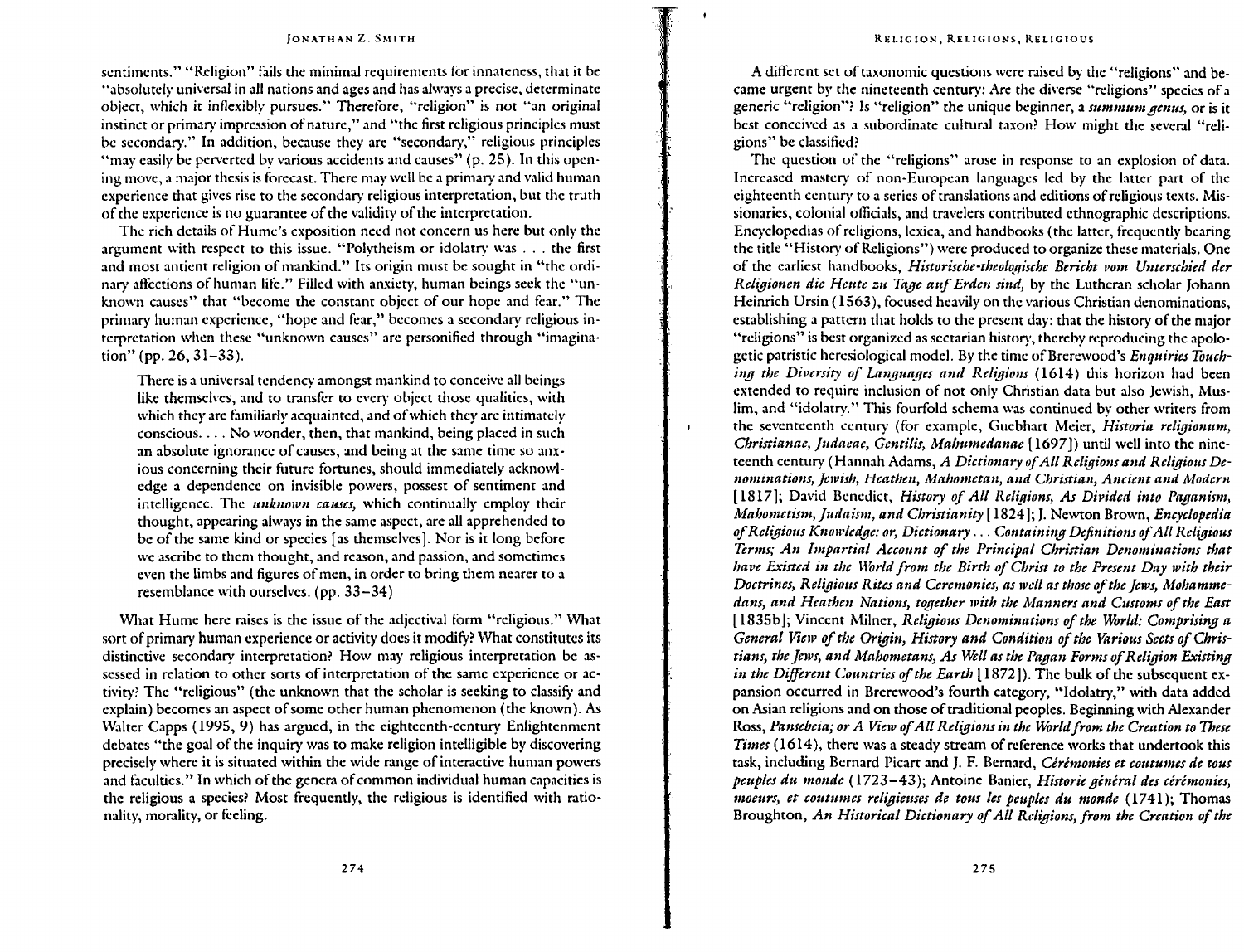sentiments." "Religion" fails the minimal requirements for innateness, that it be "absolutely universal in all nations and ages and has always a precise, determinate object, which it inflexibly pursues." Therefore, "religion" is not "an original instinct or primary impression of nature," and "the first religious principles must be secondary." In addition, because they are "secondary," religious principles "may easily be perverted by various accidents and causes" (p. 25). In this opening move, a major thesis is forecast. There may well be a primary and valid human experience that gives rise to the secondary religious interpretation, but the truth of the experience is no guarantee of the validity of the interpretation.

The rich details of Hume's exposition need not concern us here but only the argument with respect to this issue. "Polytheism or idolatry was . . . the first and most antient religion of mankind." Its origin must be sought in "the ordinary affections of human life." Filled with anxiety, human beings seek the "unknown causes" that "become the constant object of our hope and fear." The primary human experience, "hope and fear," becomes a secondary religious interpretation when these "unknown causes" are personified through "imagination" (pp. 26, 31–33).

> There is a universal tendency amongst mankind to conceive all beings like themselves, and to transfer to every object those qualities, with which they are familiarly acquainted, and of which they are intimately conscious. . . . No wonder, then, that mankind, being placed in such an absolute ignorance of causes, and being at the same time so anxious concerning their future fortunes, should immediately acknowledge a dependence on invisible powers, possest of sentiment and intelligence. The *unknown causes,* which continually employ their thought, appearing always in the same aspect, are all apprehended to be of the same kind or species [as themselves]. Nor is it long before we ascribe to them thought, and reason, and passion, and sometimes even the limbs and figures of men, in order to bring them nearer to a resemblance with ourselves. (pp. 33–34)

What Hume here raises is the issue of the adjectival form "religious." What sort of primary human experience or activity does it modify? What constitutes its distinctive secondary interpretation? How may religious interpretation be assessed in relation to other sorts of interpretation of the same experience or activity? The "religious" (the unknown that the scholar is seeking to classify and explain) becomes an aspect of some other human phenomenon (the known). As Walter Capps (1995, 9) has argued, in the eighteenth-century Enlightenment debates "the goal of the inquiry was to make religion intelligible by discovering precisely where it is situated within the wide range of interactive human powers and faculties." In which of the genera of common individual human capacities is the religious a species? Most frequently, the religious is identified with rationality, morality, or feeling.

A different set of taxonomic questions were raised by the "religions" and became urgent by the nineteenth century: Are the diverse "religions" species of a generic "religion"? Is "religion" the unique beginner, a *summum genus,* or is it best conceived as a subordinate cultural taxon? How might the several "religions" be classified?

The question of the "religions" arose in response to an explosion of data. Increased mastery of non-European languages led by the latter part of the eighteenth century to a series of translations and editions of religious texts. Missionaries, colonial officials, and travelers contributed ethnographic descriptions. Encyclopedias of religions, lexica, and handbooks (the latter, frequently bearing the title "History of Religions") were produced to organize these materials. One of the earliest handbooks, *Historische-theologische Bericht vom Unterschied der Religionen die Heute zu Tage auf Erden sind,* by the Lutheran scholar Johann Heinrich Ursin (1563), focused heavily on the various Christian denominations, establishing a pattern that holds to the present day: that the history of the major "religions" is best organized as sectarian history, thereby reproducing the apologetic patristic heresiological model. By the time of Brerewood's *Enquiries Touching the Diversity of Languages and Religions* (1614) this horizon had been extended to require inclusion of not only Christian data but also Jewish, Muslim, and "idolatry." This fourfold schema was continued by other writers from the seventeenth century (for example, Guebhart Meier, *Historia religionum, Christianae, Judaeae, Gentilis, Mahumedanae* [1697]) until well into the nineteenth century (Hannah Adams, *A Dictionary of All Religions and Religious Denominations, Jewish, Heathen, Mahometan, and Christian, Ancient and Modern* [1817]; David Benedict, *History of All Religions, As Divided into Paganism, Mahometism, Judaism, and Christianity* [1824]; J. Newton Brown, *Encyclopedia of Religious Knowledge: or, Dictionary . . . Containing Definitions of All Religious Terms; An Impartial Account of the Principal Christian Denominations that have Existed in the World from the Birth of Christ to the Present Day with their Doctrines, Religious Rites and Ceremonies, as well as those of the Jews, Mohammedans, and Heathen Nations, together with the Manners and Customs of the East* [1835b]; Vincent Milner, *Religious Denominations of the World: Comprising a General View of the Origin, History and Condition of the Various Sects of Christians, the Jews, and Mahometans, As Well as the Pagan Forms of Religion Existing in the Different Countries of the Earth* [1872]). The bulk of the subsequent expansion occurred in Brerewood's fourth category, "Idolatry," with data added on Asian religions and on those of traditional peoples. Beginning with Alexander Ross, *Pansebeia; or A View of All Religions in the World from the Creation to These Times* (1614), there was a steady stream of reference works that undertook this task, including Bernard Picart and J. F. Bernard, *Cérémonies et coutumes de tous peuples du monde* (1723–43); Antoine Banier, *Historie général des cérémonies, moeurs, et coutumes religieuses de tous les peuples du monde* (1741); Thomas Broughton, *An Historical Dictionary of All Religions, from the Creation of the*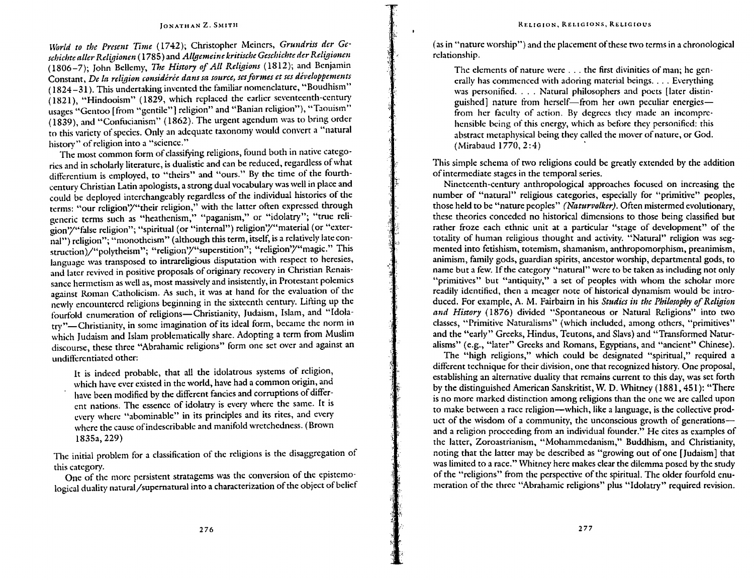*World to the Present Time* (1742); Christopher Meiners, *Grundriss der Geschichte aller Religionen* (1785) and *Allgemeine kritische Geschichte der Religionen* (1806–7); John Bellemy, *The History of All Religions* (1812); and Benjamin Constant, *De la religion considérée dans sa source, ses formes et ses développements* (1824–31). This undertaking invented the familiar nomenclature, "Boudhism" (1821), "Hindooism" (1829, which replaced the earlier seventeenth-century usages "Gentoo [from "gentile"] religion" and "Banian religion"), "Taouism" (1839), and "Confucianism" (1862). The urgent agendum was to bring order to this variety of species. Only an adequate taxonomy would convert a "natural history" of religion into a "science."

The most common form of classifying religions, found both in native categories and in scholarly literature, is dualistic and can be reduced, regardless of what differentium is employed, to "theirs" and "ours." By the time of the fourth-century Christian Latin apologists, a strong dual vocabulary was well in place and could be deployed interchangeably regardless of the individual histories of the terms: "our religion"/"their religion," with the latter often expressed through generic terms such as "heathenism," "paganism," or "idolatry"; "true religion"/"false religion"; "spiritual (or "internal") religion"/"material (or "external") religion"; "monotheism" (although this term, itself, is a relatively late construction)/"polytheism"; "religion"/"superstition"; "religion"/"magic." This language was transposed to intrareligious disputation with respect to heresies, and later revived in positive proposals of originary recovery in Christian Renaissance hermetism as well as, most massively and insistently, in Protestant polemics against Roman Catholicism. As such, it was at hand for the evaluation of the newly encountered religions beginning in the sixteenth century. Lifting up the fourfold enumeration of religions—Christianity, Judaism, Islam, and "Idolatry"—Christianity, in some imagination of its ideal form, became the norm in which Judaism and Islam problematically share. Adopting a term from Muslim discourse, these three "Abrahamic religions" form one set over and against an undifferentiated other:

> It is indeed probable, that all the idolatrous systems of religion, which have ever existed in the world, have had a common origin, and have been modified by the different fancies and corruptions of different nations. The essence of idolatry is every where the same. It is every where "abominable" in its principles and its rites, and every where the cause of indescribable and manifold wretchedness. (Brown 1835a, 229)

The initial problem for a classification of the religions is the disaggregation of this category.

One of the more persistent stratagems was the conversion of the epistemological duality natural/supernatural into a characterization of the object of belief (as in "nature worship") and the placement of these two terms in a chronological relationship.

> The elements of nature were . . . the first divinities of man; he generally has commenced with adoring material beings. . . . Everything was personified. . . . Natural philosophers and poets [later distinguished] nature from herself—from her own peculiar energies—from her faculty of action. By degrees they made an incomprehensible being of this energy, which as before they personified: this abstract metaphysical being they called the mover of nature, or God. (Mirabaud 1770, 2:4)

This simple schema of two religions could be greatly extended by the addition of intermediate stages in the temporal series.

Nineteenth-century anthropological approaches focused on increasing the number of "natural" religious categories, especially for "primitive" peoples, those held to be "nature peoples" *(Naturvolker)*. Often mistermed evolutionary, these theories conceded no historical dimensions to those being classified but rather froze each ethnic unit at a particular "stage of development" of the totality of human religious thought and activity. "Natural" religion was segmented into fetishism, totemism, shamanism, anthropomorphism, preanimism, animism, family gods, guardian spirits, ancestor worship, departmental gods, to name but a few. If the category "natural" were to be taken as including not only "primitives" but "antiquity," a set of peoples with whom the scholar more readily identified, then a meager note of historical dynamism would be introduced. For example, A. M. Fairbairn in his *Studies in the Philosophy of Religion and History* (1876) divided "Spontaneous or Natural Religions" into two classes, "Primitive Naturalisms" (which included, among others, "primitives" and the "early" Greeks, Hindus, Teutons, and Slavs) and "Transformed Naturalisms" (e.g., "later" Greeks and Romans, Egyptians, and "ancient" Chinese).

The "high religions," which could be designated "spiritual," required a different technique for their division, one that recognized history. One proposal, establishing an alternative duality that remains current to this day, was set forth by the distinguished American Sanskritist, W. D. Whitney (1881, 451): "There is no more marked distinction among religions than the one we are called upon to make between a race religion—which, like a language, is the collective product of the wisdom of a community, the unconscious growth of generations—and a religion proceeding from an individual founder." He cites as examples of the latter, Zoroastrianism, "Mohammedanism," Buddhism, and Christianity, noting that the latter may be described as "growing out of one [Judaism] that was limited to a race." Whitney here makes clear the dilemma posed by the study of the "religions" from the perspective of the spiritual. The older fourfold enumeration of the three "Abrahamic religions" plus "Idolatry" required revision.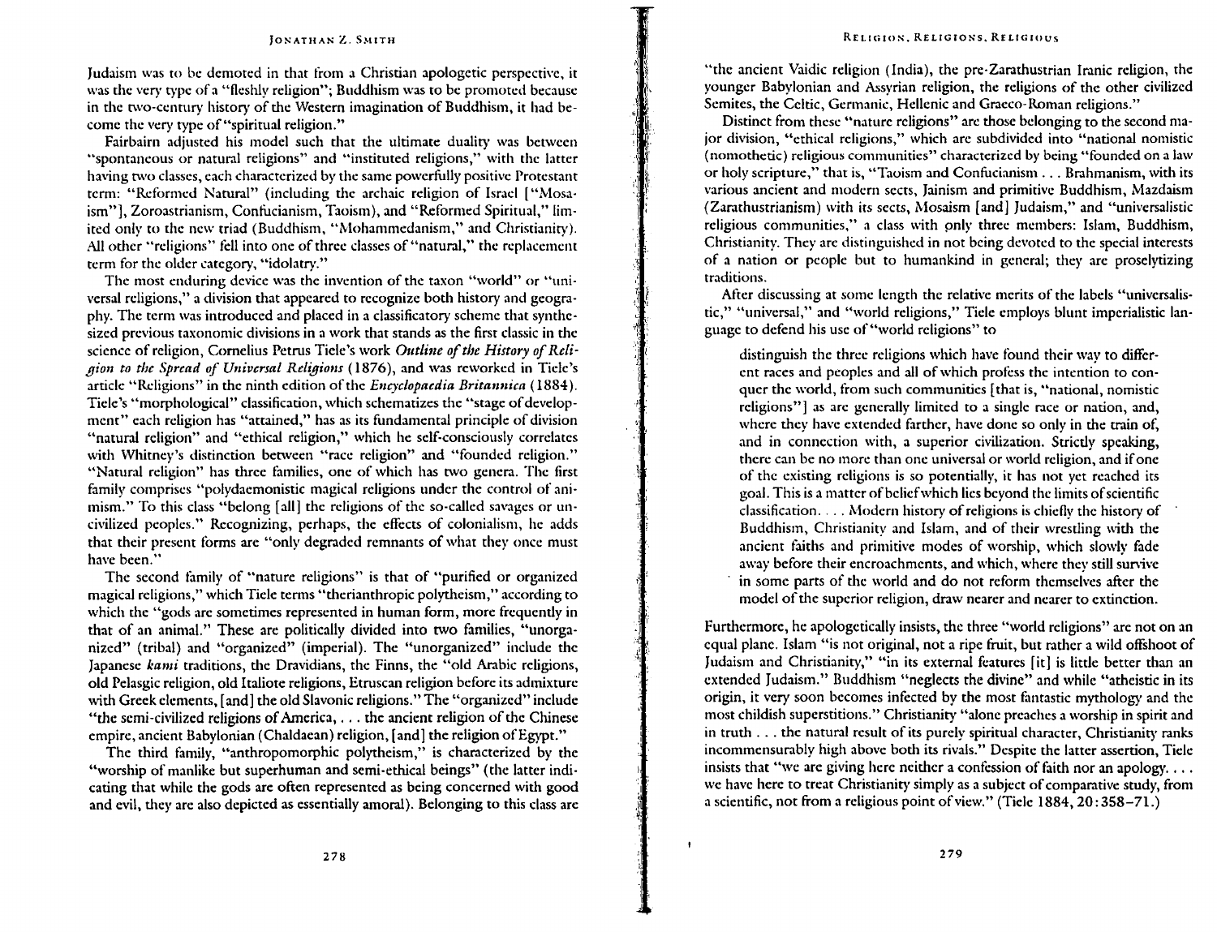Judaism was to be demoted in that from a Christian apologetic perspective, it was the very type of a "fleshly religion"; Buddhism was to be promoted because in the two-century history of the Western imagination of Buddhism, it had become the very type of "spiritual religion."

Fairbairn adjusted his model such that the ultimate duality was between "spontaneous or natural religions" and "instituted religions," with the latter having two classes, each characterized by the same powerfully positive Protestant term: "Reformed Natural" (including the archaic religion of Israel ["Mosaism"], Zoroastrianism, Confucianism, Taoism), and "Reformed Spiritual," limited only to the new triad (Buddhism, "Mohammedanism," and Christianity). All other "religions" fell into one of three classes of "natural," the replacement term for the older category, "idolatry."

The most enduring device was the invention of the taxon "world" or "universal religions," a division that appeared to recognize both history and geography. The term was introduced and placed in a classificatory scheme that synthesized previous taxonomic divisions in a work that stands as the first classic in the science of religion, Cornelius Petrus Tiele's work *Outline of the History of Religion to the Spread of Universal Religions* (1876), and was reworked in Tiele's article "Religions" in the ninth edition of the *Encyclopaedia Britannica* (1884). Tiele's "morphological" classification, which schematizes the "stage of development" each religion has "attained," has as its fundamental principle of division "natural religion" and "ethical religion," which he self-consciously correlates with Whitney's distinction between "race religion" and "founded religion." "Natural religion" has three families, one of which has two genera. The first family comprises "polydaemonistic magical religions under the control of animism." To this class "belong [all] the religions of the so-called savages or uncivilized peoples." Recognizing, perhaps, the effects of colonialism, he adds that their present forms are "only degraded remnants of what they once must have been."

The second family of "nature religions" is that of "purified or organized magical religions," which Tiele terms "therianthropic polytheism," according to which the "gods are sometimes represented in human form, more frequently in that of an animal." These are politically divided into two families, "unorganized" (tribal) and "organized" (imperial). The "unorganized" include the Japanese *kami* traditions, the Dravidians, the Finns, the "old Arabic religions, old Pelasgic religion, old Italiote religions, Etruscan religion before its admixture with Greek elements, [and] the old Slavonic religions." The "organized" include "the semi-civilized religions of America, . . . the ancient religion of the Chinese empire, ancient Babylonian (Chaldaean) religion, [and] the religion of Egypt."

The third family, "anthropomorphic polytheism," is characterized by the "worship of manlike but superhuman and semi-ethical beings" (the latter indicating that while the gods are often represented as being concerned with good and evil, they are also depicted as essentially amoral). Belonging to this class are "the ancient Vaidic religion (India), the pre-Zarathustrian Iranic religion, the younger Babylonian and Assyrian religion, the religions of the other civilized Semites, the Celtic, Germanic, Hellenic and Graeco-Roman religions."

Distinct from these "nature religions" are those belonging to the second major division, "ethical religions," which are subdivided into "national nomistic (nomothetic) religious communities" characterized by being "founded on a law or holy scripture," that is, "Taoism and Confucianism . . . Brahmanism, with its various ancient and modern sects, Jainism and primitive Buddhism, Mazdaism (Zarathustrianism) with its sects, Mosaism [and] Judaism," and "universalistic religious communities," a class with only three members: Islam, Buddhism, Christianity. They are distinguished in not being devoted to the special interests of a nation or people but to humankind in general; they are proselytizing traditions.

After discussing at some length the relative merits of the labels "universalistic," "universal," and "world religions," Tiele employs blunt imperialistic language to defend his use of "world religions" to

> distinguish the three religions which have found their way to different races and peoples and all of which profess the intention to conquer the world, from such communities [that is, "national, nomistic religions"] as are generally limited to a single race or nation, and, where they have extended farther, have done so only in the train of, and in connection with, a superior civilization. Strictly speaking, there can be no more than one universal or world religion, and if one of the existing religions is so potentially, it has not yet reached its goal. This is a matter of belief which lies beyond the limits of scientific classification. . . . Modern history of religions is chiefly the history of Buddhism, Christianity and Islam, and of their wrestling with the ancient faiths and primitive modes of worship, which slowly fade away before their encroachments, and which, where they still survive in some parts of the world and do not reform themselves after the model of the superior religion, draw nearer and nearer to extinction.

Furthermore, he apologetically insists, the three "world religions" are not on an equal plane. Islam "is not original, not a ripe fruit, but rather a wild offshoot of Judaism and Christianity," "in its external features [it] is little better than an extended Judaism." Buddhism "neglects the divine" and while "atheistic in its origin, it very soon becomes infected by the most fantastic mythology and the most childish superstitions." Christianity "alone preaches a worship in spirit and in truth . . . the natural result of its purely spiritual character, Christianity ranks incommensurably high above both its rivals." Despite the latter assertion, Tiele insists that "we are giving here neither a confession of faith nor an apology. . . . we have here to treat Christianity simply as a subject of comparative study, from a scientific, not from a religious point of view." (Tiele 1884, 20:358–71.)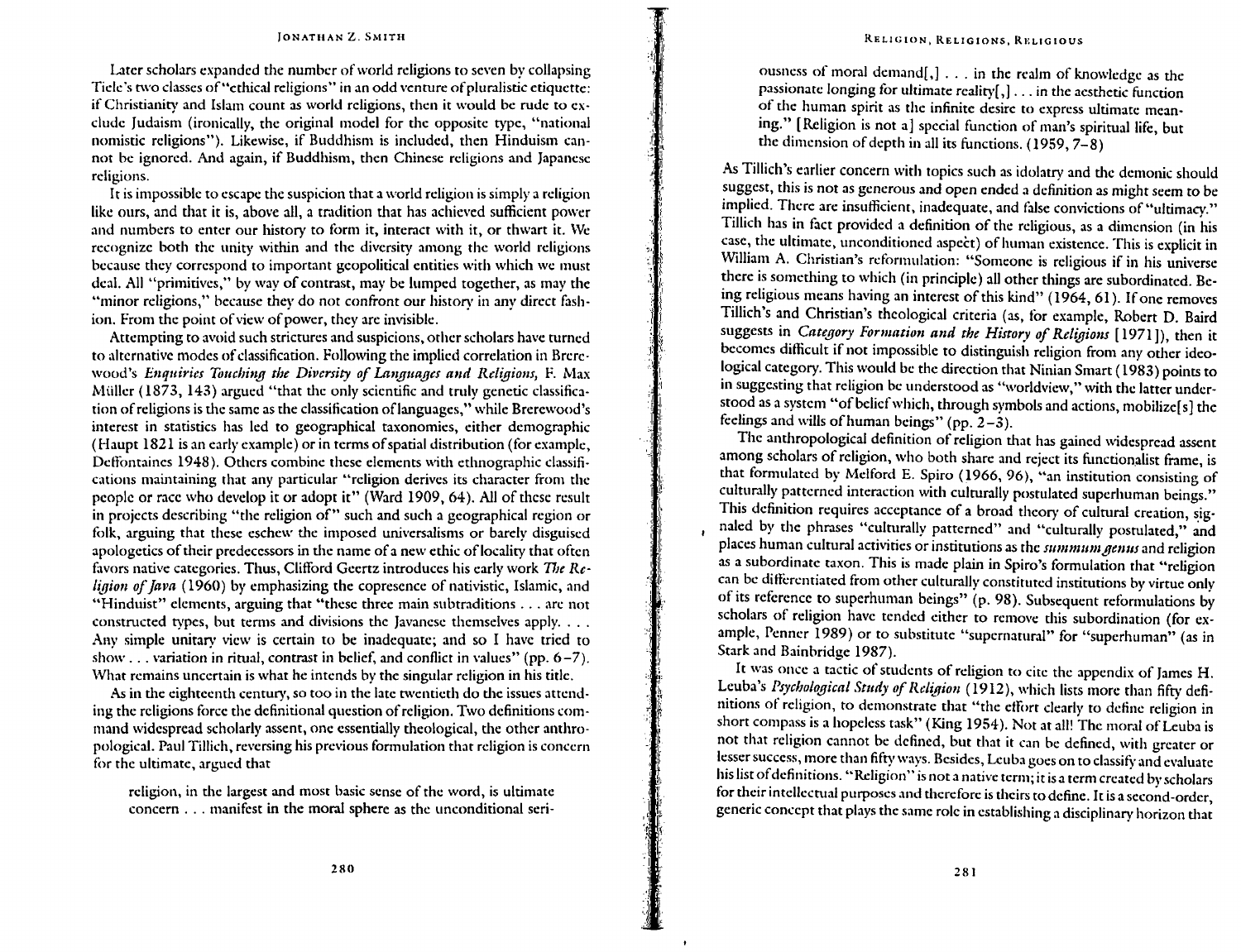Later scholars expanded the number of world religions to seven by collapsing Tiele's two classes of "ethical religions" in an odd venture of pluralistic etiquette: if Christianity and Islam count as world religions, then it would be rude to exclude Judaism (ironically, the original model for the opposite type, "national nomistic religions"). Likewise, if Buddhism is included, then Hinduism cannot be ignored. And again, if Buddhism, then Chinese religions and Japanese religions.

It is impossible to escape the suspicion that a world religion is simply a religion like ours, and that it is, above all, a tradition that has achieved sufficient power and numbers to enter our history to form it, interact with it, or thwart it. We recognize both the unity within and the diversity among the world religions because they correspond to important geopolitical entities with which we must deal. All "primitives," by way of contrast, may be lumped together, as may the "minor religions," because they do not confront our history in any direct fashion. From the point of view of power, they are invisible.

Attempting to avoid such strictures and suspicions, other scholars have turned to alternative modes of classification. Following the implied correlation in Brerewood's *Enquiries Touching the Diversity of Languages and Religions*, F. Max Müller (1873, 143) argued "that the only scientific and truly genetic classification of religions is the same as the classification of languages," while Brerewood's interest in statistics has led to geographical taxonomies, either demographic (Haupt 1821 is an early example) or in terms of spatial distribution (for example, Deffontaines 1948). Others combine these elements with ethnographic classifications maintaining that any particular "religion derives its character from the people or race who develop it or adopt it" (Ward 1909, 64). All of these result in projects describing "the religion of" such and such a geographical region or folk, arguing that these eschew the imposed universalisms or barely disguised apologetics of their predecessors in the name of a new ethic of locality that often favors native categories. Thus, Clifford Geertz introduces his early work *The Religion of Java* (1960) by emphasizing the copresence of nativistic, Islamic, and "Hinduist" elements, arguing that "these three main subtraditions . . . are not constructed types, but terms and divisions the Javanese themselves apply. . . . Any simple unitary view is certain to be inadequate; and so I have tried to show . . . variation in ritual, contrast in belief, and conflict in values" (pp. 6–7). What remains uncertain is what he intends by the singular religion in his title.

As in the eighteenth century, so too in the late twentieth do the issues attending the religions force the definitional question of religion. Two definitions command widespread scholarly assent, one essentially theological, the other anthropological. Paul Tillich, reversing his previous formulation that religion is concern for the ultimate, argued that

> religion, in the largest and most basic sense of the word, is ultimate concern . . . manifest in the moral sphere as the unconditional seriousness of moral demand[,] . . . in the realm of knowledge as the passionate longing for ultimate reality[,] . . . in the aesthetic function of the human spirit as the infinite desire to express ultimate meaning." [Religion is not a] special function of man's spiritual life, but the dimension of depth in all its functions. (1959, 7–8)

As Tillich's earlier concern with topics such as idolatry and the demonic should suggest, this is not as generous and open ended a definition as might seem to be implied. There are insufficient, inadequate, and false convictions of "ultimacy." Tillich has in fact provided a definition of the religious, as a dimension (in his case, the ultimate, unconditioned aspect) of human existence. This is explicit in William A. Christian's reformulation: "Someone is religious if in his universe there is something to which (in principle) all other things are subordinated. Being religious means having an interest of this kind" (1964, 61). If one removes Tillich's and Christian's theological criteria (as, for example, Robert D. Baird suggests in *Category Formation and the History of Religions* [1971]), then it becomes difficult if not impossible to distinguish religion from any other ideological category. This would be the direction that Ninian Smart (1983) points to in suggesting that religion be understood as "worldview," with the latter understood as a system "of belief which, through symbols and actions, mobilize[s] the feelings and wills of human beings" (pp. 2–3).

The anthropological definition of religion that has gained widespread assent among scholars of religion, who both share and reject its functionalist frame, is that formulated by Melford E. Spiro (1966, 96), "an institution consisting of culturally patterned interaction with culturally postulated superhuman beings." This definition requires acceptance of a broad theory of cultural creation, signaled by the phrases "culturally patterned" and "culturally postulated," and places human cultural activities or institutions as the *summum genus* and religion as a subordinate taxon. This is made plain in Spiro's formulation that "religion can be differentiated from other culturally constituted institutions by virtue only of its reference to superhuman beings" (p. 98). Subsequent reformulations by scholars of religion have tended either to remove this subordination (for example, Penner 1989) or to substitute "supernatural" for "superhuman" (as in Stark and Bainbridge 1987).

It was once a tactic of students of religion to cite the appendix of James H. Leuba's *Psychological Study of Religion* (1912), which lists more than fifty definitions of religion, to demonstrate that "the effort clearly to define religion in short compass is a hopeless task" (King 1954). Not at all! The moral of Leuba is not that religion cannot be defined, but that it can be defined, with greater or lesser success, more than fifty ways. Besides, Leuba goes on to classify and evaluate his list of definitions. "Religion" is not a native term; it is a term created by scholars for their intellectual purposes and therefore is theirs to define. It is a second-order, generic concept that plays the same role in establishing a disciplinary horizon that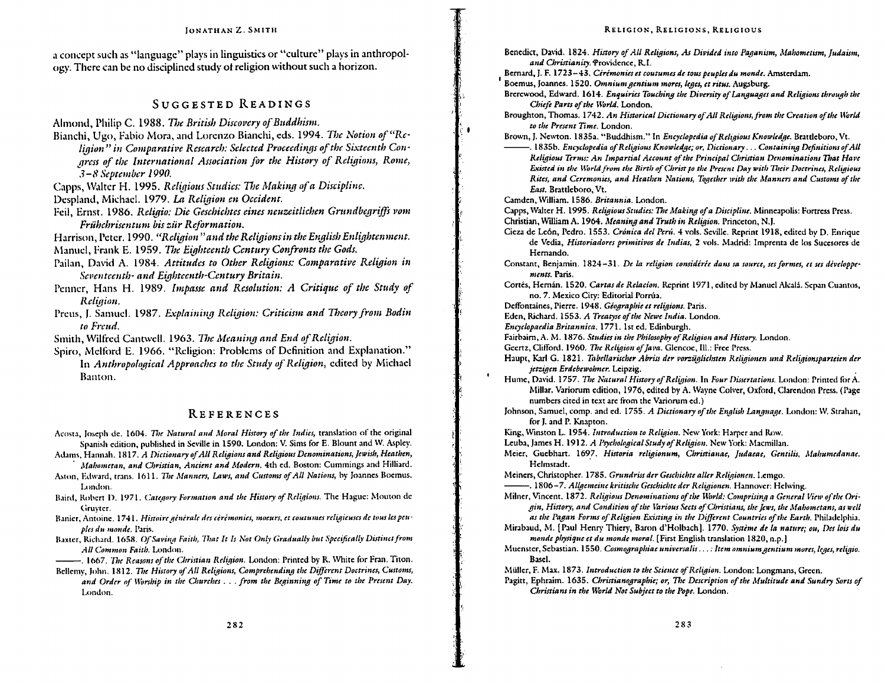a concept such as "language" plays in linguistics or "culture" plays in anthropology. There can be no disciplined study of religion without such a horizon.

## Suggested Readings

Almond, Philip C. 1988. *The British Discovery of Buddhism.*

Bianchi, Ugo, Fabio Mora, and Lorenzo Bianchi, eds. 1994. *The Notion of "Religion" in Comparative Research: Selected Proceedings of the Sixteenth Congress of the International Association for the History of Religions, Rome, 3–8 September 1990.*

Capps, Walter H. 1995. *Religious Studies: The Making of a Discipline.*

Despland, Michael. 1979. *La Religion en Occident.*

Feil, Ernst. 1986. *Religio: Die Geschichtes eines neuzeitlichen Grundbegriffs vom Frühchrisentum bis zür Reformation.*

Harrison, Peter. 1990. *"Religion" and the Religions in the English Enlightenment.*

Manuel, Frank E. 1959. *The Eighteenth Century Confronts the Gods.*

Pailan, David A. 1984. *Attitudes to Other Religions: Comparative Religion in Seventeenth- and Eighteenth-Century Britain.*

Penner, Hans H. 1989. *Impasse and Resolution: A Critique of the Study of Religion.*

Preus, J. Samuel. 1987. *Explaining Religion: Criticism and Theory from Bodin to Freud.*

Smith, Wilfred Cantwell. 1963. *The Meaning and End of Religion.*

Spiro, Melford E. 1966. "Religion: Problems of Definition and Explanation." In *Anthropological Approaches to the Study of Religion*, edited by Michael Banton.

## References

Acosta, Joseph de. 1604. *The Natural and Moral History of the Indies*, translation of the original Spanish edition, published in Seville in 1590. London: V. Sims for E. Blount and W. Aspley.

Adams, Hannah. 1817. *A Dictionary of All Religions and Religious Denominations, Jewish, Heathen, Mahometan, and Christian, Ancient and Modern.* 4th ed. Boston: Cummings and Hilliard.

Aston, Edward, trans. 1611. *The Manners, Laws, and Customs of All Nations*, by Joannes Boemus. London.

Baird, Robert D. 1971. *Category Formation and the History of Religions.* The Hague: Mouton de Gruyter.

Banier, Antoine. 1741. *Histoire générale des cérémonies, moeurs, et coutumes religieuses de tous les peuples du monde.* Paris.

Baxter, Richard. 1658. *Of Saving Faith, That It Is Not Only Gradually but Specifically Distinct from All Common Faith.* London.

———. 1667. *The Reasons of the Christian Religion.* London: Printed by R. White for Fran. Titon.

Bellemy, John. 1812. *The History of All Religions, Comprehending the Different Doctrines, Customs, and Order of Worship in the Churches . . . from the Beginning of Time to the Present Day.* London.

Benedict, David. 1824. *History of All Religions, As Divided into Paganism, Mahometism, Judaism, and Christianity.* Providence, R.I.

Bernard, J. F. 1723–43. *Cérémonies et coutumes de tous peuples du monde.* Amsterdam.

Boemus, Joannes. 1520. *Omnium gentium mores, leges, et ritus.* Augsburg.

Brerewood, Edward. 1614. *Enquiries Touching the Diversity of Languages and Religions through the Chiefe Parts of the World.* London.

Broughton, Thomas. 1742. *An Historical Dictionary of All Religions, from the Creation of the World to the Present Time.* London.

Brown, J. Newton. 1835a. "Buddhism." In *Encyclopedia of Religious Knowledge.* Brattleboro, Vt.

———. 1835b. *Encyclopedia of Religious Knowledge; or, Dictionary . . . Containing Definitions of All Religious Terms: An Impartial Account of the Principal Christian Denominations That Have Existed in the World from the Birth of Christ to the Present Day with Their Doctrines, Religious Rites, and Ceremonies, and Heathen Nations, Together with the Manners and Customs of the East.* Brattleboro, Vt.

Camden, William. 1586. *Britannia.* London.

Capps, Walter H. 1995. *Religious Studies: The Making of a Discipline.* Minneapolis: Fortress Press.

Christian, William A. 1964. *Meaning and Truth in Religion.* Princeton, N.J.

Cieza de León, Pedro. 1553. *Crónica del Perú.* 4 vols. Seville. Reprint 1918, edited by D. Enrique de Vedia, *Historiadores primitivos de Indias*, 2 vols. Madrid: Imprenta de los Sucesores de Hernando.

Constant, Benjamin. 1824–31. *De la religion considérée dans sa source, ses formes, et ses développements.* Paris.

Cortés, Hernán. 1520. *Cartas de Relacion.* Reprint 1971, edited by Manuel Alcalá. Sepan Cuantos, no. 7. Mexico City: Editorial Porrúa.

Deffontaines, Pierre. 1948. *Géographie et religions.* Paris.

Eden, Richard. 1553. *A Treatyse of the Newe India.* London.

*Encyclopaedia Britannica.* 1771. 1st ed. Edinburgh.

Fairbairn, A. M. 1876. *Studies in the Philosophy of Religion and History.* London.

Geertz, Clifford. 1960. *The Religion of Java.* Glencoe, Ill.: Free Press.

Haupt, Karl G. 1821. *Tabellarischer Abriss der vorzüglichsten Religionen und Religionsparteien der jetzigen Erdebewohner.* Leipzig.

Hume, David. 1757. *The Natural History of Religion.* In *Four Dissertations.* London: Printed for A. Millar. Variorum edition, 1976, edited by A. Wayne Colver, Oxford, Clarendon Press. (Page numbers cited in text are from the Variorum ed.)

Johnson, Samuel, comp. and ed. 1755. *A Dictionary of the English Language.* London: W. Strahan, for J. and P. Knapton.

King, Winston L. 1954. *Introduction to Religion.* New York: Harper and Row.

Leuba, James H. 1912. *A Psychological Study of Religion.* New York: Macmillan.

Meier, Guebhart. 1697. *Historia religionum, Christianae, Judaeae, Gentilis, Mahumedanae.* Helmstadt.

Meiners, Christopher. 1785. *Grundriss der Geschichte aller Religionen.* Lemgo.

———. 1806–7. *Allgemeine kritische Geschichte der Religionen.* Hannover: Helwing.

Milner, Vincent. 1872. *Religious Denominations of the World: Comprising a General View of the Origin, History, and Condition of the Various Sects of Christians, the Jews, the Mahometans, as well as the Pagan Forms of Religion Existing in the Different Countries of the Earth.* Philadelphia.

Mirabaud, M. [Paul Henry Thiery, Baron d'Holbach]. 1770. *Système de la nature; ou, Des lois du monde physique et du monde moral.* [First English translation 1820, n.p.]

Muenster, Sebastian. 1550. *Cosmographiae universalis . . . : Item omnium gentium mores, leges, religio.* Basel.

Müller, F. Max. 1873. *Introduction to the Science of Religion.* London: Longmans, Green.

Pagitt, Ephraim. 1635. *Christianographie; or, The Description of the Multitude and Sundry Sorts of Christians in the World Not Subject to the Pope.* London.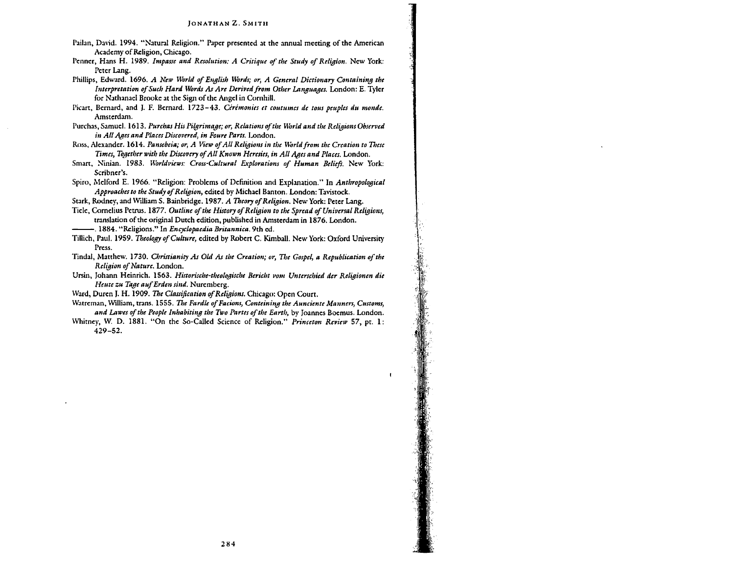Pailan, David. 1994. "Natural Religion." Paper presented at the annual meeting of the American Academy of Religion, Chicago.

Penner, Hans H. 1989. *Impasse and Resolution: A Critique of the Study of Religion.* New York: Peter Lang.

Phillips, Edward. 1696. *A New World of English Words; or, A General Dictionary Containing the Interpretation of Such Hard Words As Are Derived from Other Languages.* London: E. Tyler for Nathanael Brooke at the Sign of the Angel in Cornhill.

Picart, Bernard, and J. F. Bernard. 1723–43. *Cérémonies et coutumes de tous peuples du monde.* Amsterdam.

Purchas, Samuel. 1613. *Purchas His Pilgrimage; or, Relations of the World and the Religions Observed in All Ages and Places Discovered, in Foure Parts.* London.

Ross, Alexander. 1614. *Pansebeia; or, A View of All Religions in the World from the Creation to These Times, Together with the Discovery of All Known Heresies, in All Ages and Places.* London.

Smart, Ninian. 1983. *Worldviews: Cross-Cultural Explorations of Human Beliefs.* New York: Scribner's.

Spiro, Melford E. 1966. "Religion: Problems of Definition and Explanation." In *Anthropological Approaches to the Study of Religion,* edited by Michael Banton. London: Tavistock.

Stark, Rodney, and William S. Bainbridge. 1987. *A Theory of Religion.* New York: Peter Lang.

Tiele, Cornelius Petrus. 1877. *Outline of the History of Religion to the Spread of Universal Religions,* translation of the original Dutch edition, published in Amsterdam in 1876. London.

———. 1884. "Religions." In *Encyclopaedia Britannica.* 9th ed.

Tillich, Paul. 1959. *Theology of Culture,* edited by Robert C. Kimball. New York: Oxford University Press.

Tindal, Matthew. 1730. *Christianity As Old As the Creation; or, The Gospel, a Republication of the Religion of Nature.* London.

Ursin, Johann Heinrich. 1563. *Historische-theologische Bericht vom Unterschied der Religionen die Heute zu Tage auf Erden sind.* Nuremberg.

Ward, Duren J. H. 1909. *The Classification of Religions.* Chicago: Open Court.

Watreman, William, trans. 1555. *The Fardle of Facions, Conteining the Aunciente Manners, Customs, and Lawes of the People Inhabiting the Two Partes of the Earth,* by Joannes Boemus. London.

Whitney, W. D. 1881. "On the So-Called Science of Religion." *Princeton Review* 57, pt. 1: 429–52.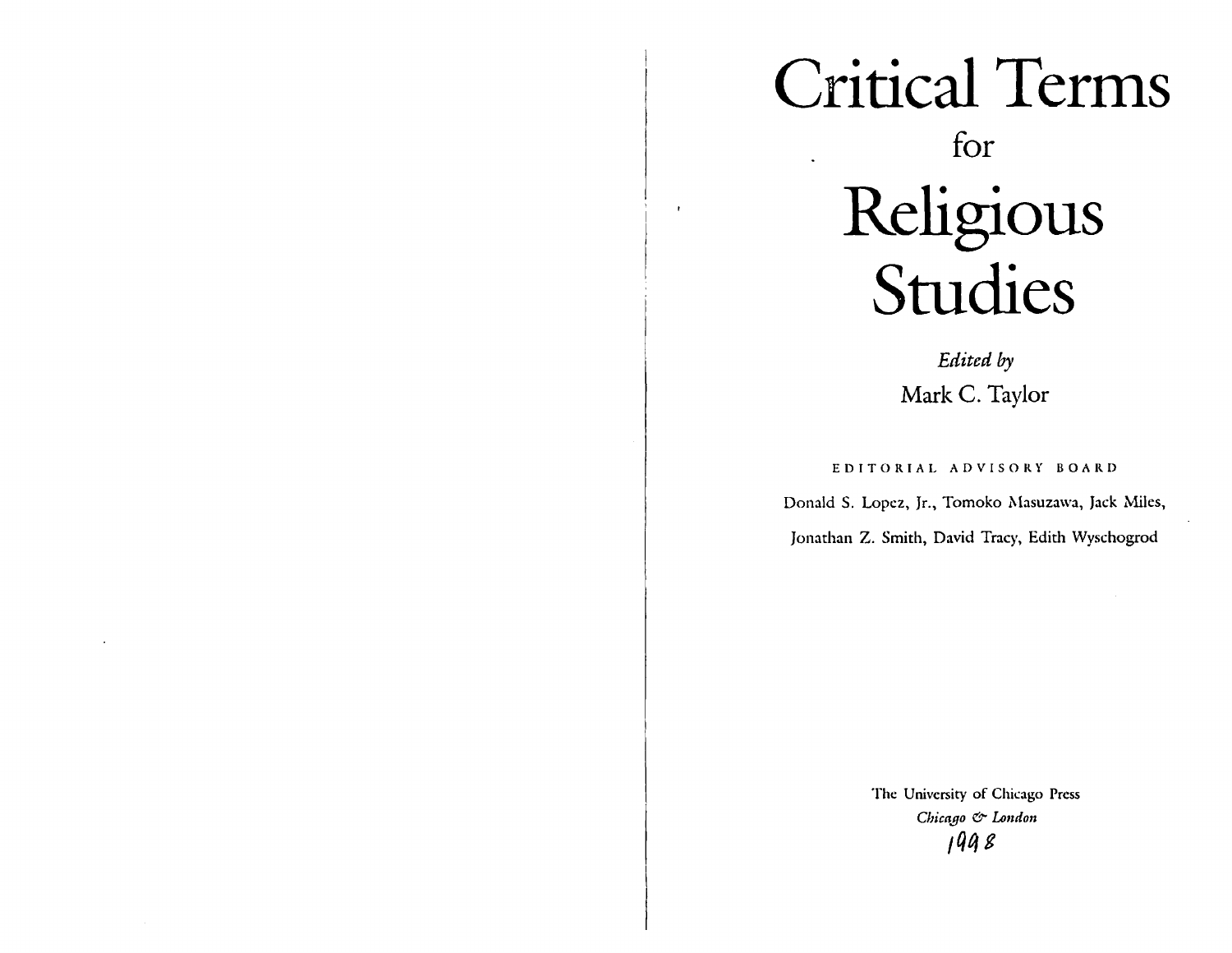# Critical Terms for Religious Studies

*Edited by*

Mark C. Taylor

EDITORIAL ADVISORY BOARD

Donald S. Lopez, Jr., Tomoko Masuzawa, Jack Miles,

Jonathan Z. Smith, David Tracy, Edith Wyschogrod

The University of Chicago Press

*Chicago & London*

1998